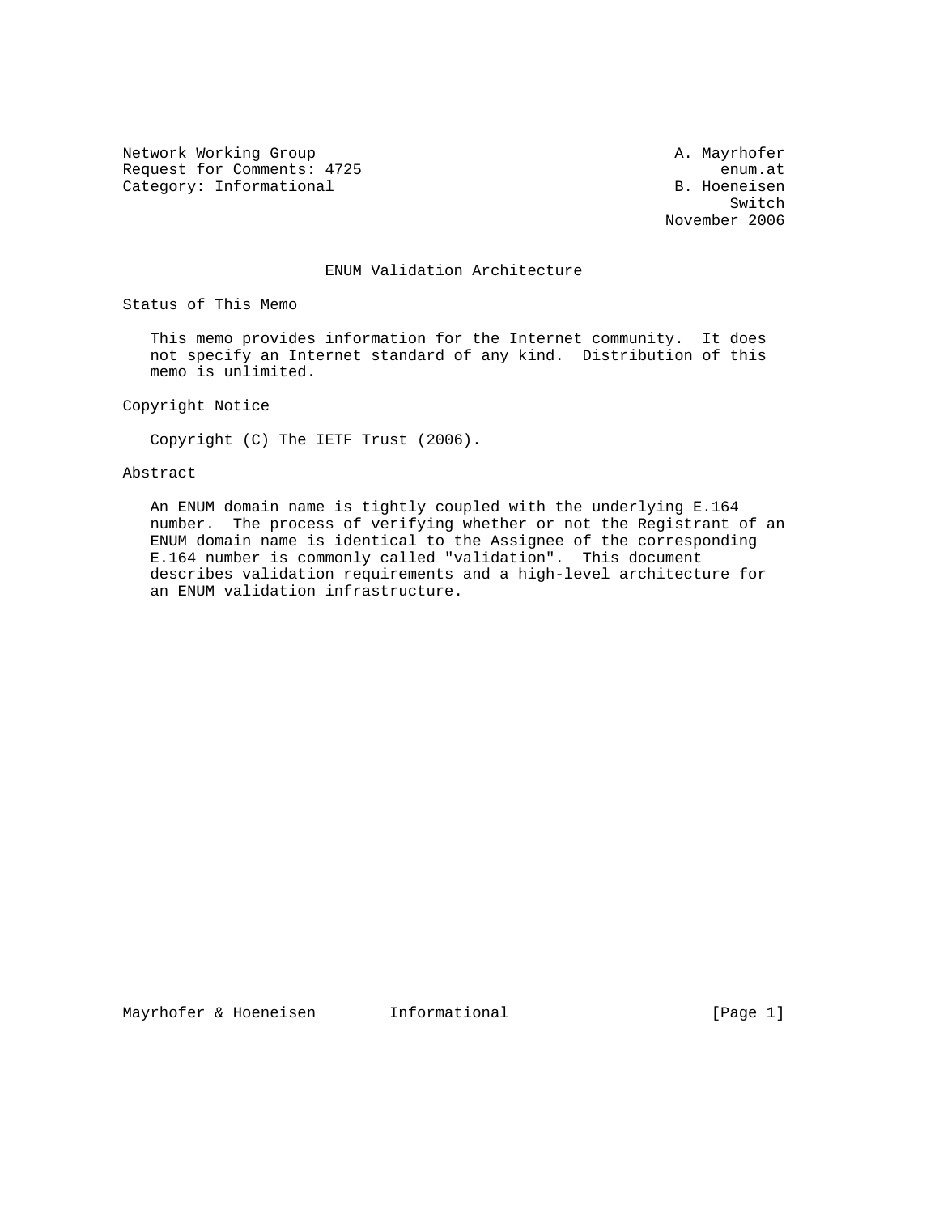Network Working Group A. Mayrhofer
Request for Comments: 4725 enum.at
Category: Informational B. Hoeneisen
Switch
November 2006

# ENUM Validation Architecture

## Status of This Memo

This memo provides information for the Internet community. It does not specify an Internet standard of any kind. Distribution of this memo is unlimited.

## Copyright Notice

Copyright (C) The IETF Trust (2006).

## Abstract

An ENUM domain name is tightly coupled with the underlying E.164 number. The process of verifying whether or not the Registrant of an ENUM domain name is identical to the Assignee of the corresponding E.164 number is commonly called "validation". This document describes validation requirements and a high-level architecture for an ENUM validation infrastructure.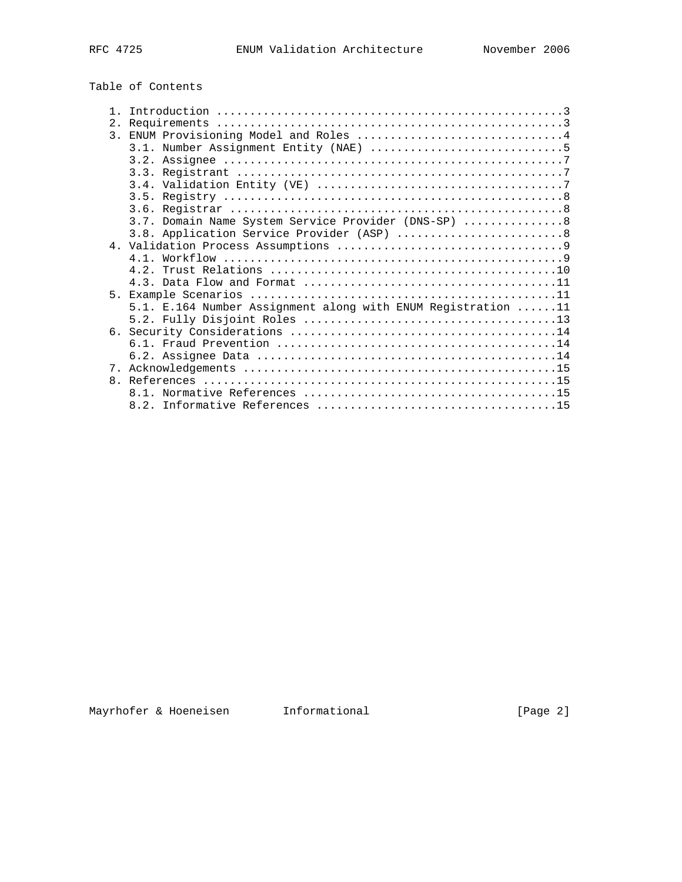## Table of Contents

1. Introduction ....................................................3
2. Requirements ....................................................3
3. ENUM Provisioning Model and Roles ...............................4
   3.1. Number Assignment Entity (NAE) .............................5
   3.2. Assignee ...................................................7
   3.3. Registrant .................................................7
   3.4. Validation Entity (VE) .....................................7
   3.5. Registry ...................................................8
   3.6. Registrar ..................................................8
   3.7. Domain Name System Service Provider (DNS-SP) ...............8
   3.8. Application Service Provider (ASP) .........................8
4. Validation Process Assumptions ..................................9
   4.1. Workflow ...................................................9
   4.2. Trust Relations ...........................................10
   4.3. Data Flow and Format ......................................11
5. Example Scenarios ..............................................11
   5.1. E.164 Number Assignment along with ENUM Registration ......11
   5.2. Fully Disjoint Roles ......................................13
6. Security Considerations ........................................14
   6.1. Fraud Prevention ..........................................14
   6.2. Assignee Data .............................................14
7. Acknowledgements ...............................................15
8. References .....................................................15
   8.1. Normative References ......................................15
   8.2. Informative References ....................................15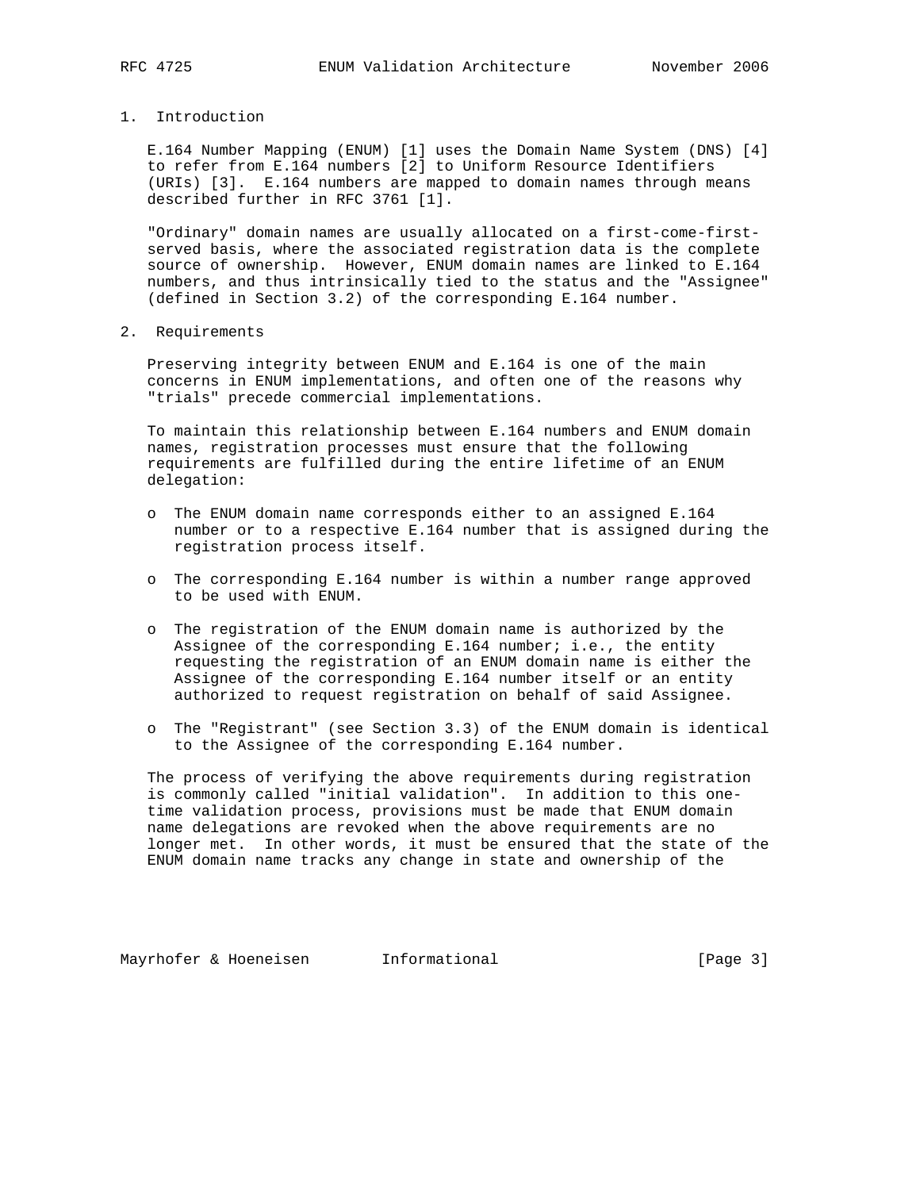## 1. Introduction

E.164 Number Mapping (ENUM) [1] uses the Domain Name System (DNS) [4] to refer from E.164 numbers [2] to Uniform Resource Identifiers (URIs) [3]. E.164 numbers are mapped to domain names through means described further in RFC 3761 [1].

"Ordinary" domain names are usually allocated on a first-come-first-served basis, where the associated registration data is the complete source of ownership. However, ENUM domain names are linked to E.164 numbers, and thus intrinsically tied to the status and the "Assignee" (defined in Section 3.2) of the corresponding E.164 number.

## 2. Requirements

Preserving integrity between ENUM and E.164 is one of the main concerns in ENUM implementations, and often one of the reasons why "trials" precede commercial implementations.

To maintain this relationship between E.164 numbers and ENUM domain names, registration processes must ensure that the following requirements are fulfilled during the entire lifetime of an ENUM delegation:

- The ENUM domain name corresponds either to an assigned E.164 number or to a respective E.164 number that is assigned during the registration process itself.
- The corresponding E.164 number is within a number range approved to be used with ENUM.
- The registration of the ENUM domain name is authorized by the Assignee of the corresponding E.164 number; i.e., the entity requesting the registration of an ENUM domain name is either the Assignee of the corresponding E.164 number itself or an entity authorized to request registration on behalf of said Assignee.
- The "Registrant" (see Section 3.3) of the ENUM domain is identical to the Assignee of the corresponding E.164 number.

The process of verifying the above requirements during registration is commonly called "initial validation". In addition to this one-time validation process, provisions must be made that ENUM domain name delegations are revoked when the above requirements are no longer met. In other words, it must be ensured that the state of the ENUM domain name tracks any change in state and ownership of the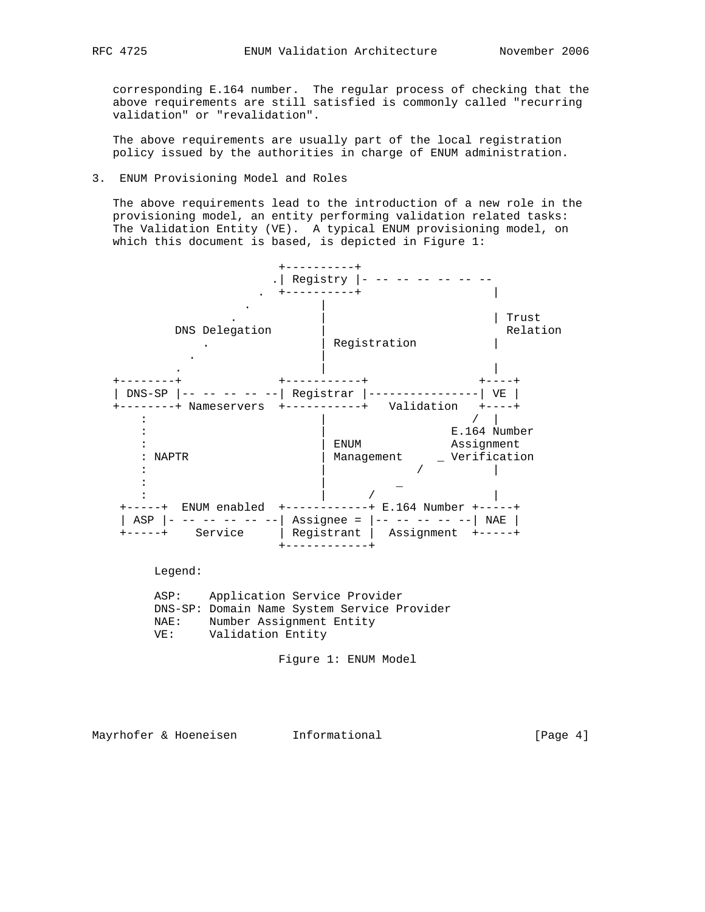corresponding E.164 number. The regular process of checking that the above requirements are still satisfied is commonly called "recurring validation" or "revalidation".

The above requirements are usually part of the local registration policy issued by the authorities in charge of ENUM administration.

## 3. ENUM Provisioning Model and Roles

The above requirements lead to the introduction of a new role in the provisioning model, an entity performing validation related tasks: The Validation Entity (VE). A typical ENUM provisioning model, on which this document is based, is depicted in Figure 1:

```
                      +----------+
                     .| Registry |- -- -- -- -- -- --
                    .  +----------+                 |
                  .          |
                .            |                      | Trust
        DNS Delegation       |                        Relation
            .                | Registration         |
          .                  |
        .                    |                      |
+--------+             +-----------+              +----+
| DNS-SP |-- -- -- -- --| Registrar |----------------| VE |
+--------+ Nameservers  +-----------+   Validation   +----+
    :                        |                      /  |
    :                        |                 E.164 Number
    :                        | ENUM            Assignment
    : NAPTR                  | Management     _ Verification
    :                        |              /          |
    :                        |          _
    :                        |      /                  |
 +-----+  ENUM enabled  +------------+ E.164 Number +-----+
 | ASP |- -- -- -- -- --| Assignee = |-- -- -- -- --| NAE |
 +-----+    Service     | Registrant |  Assignment  +-----+
                        +------------+

      Legend:

      ASP:    Application Service Provider
      DNS-SP: Domain Name System Service Provider
      NAE:    Number Assignment Entity
      VE:     Validation Entity
```

Figure 1: ENUM Model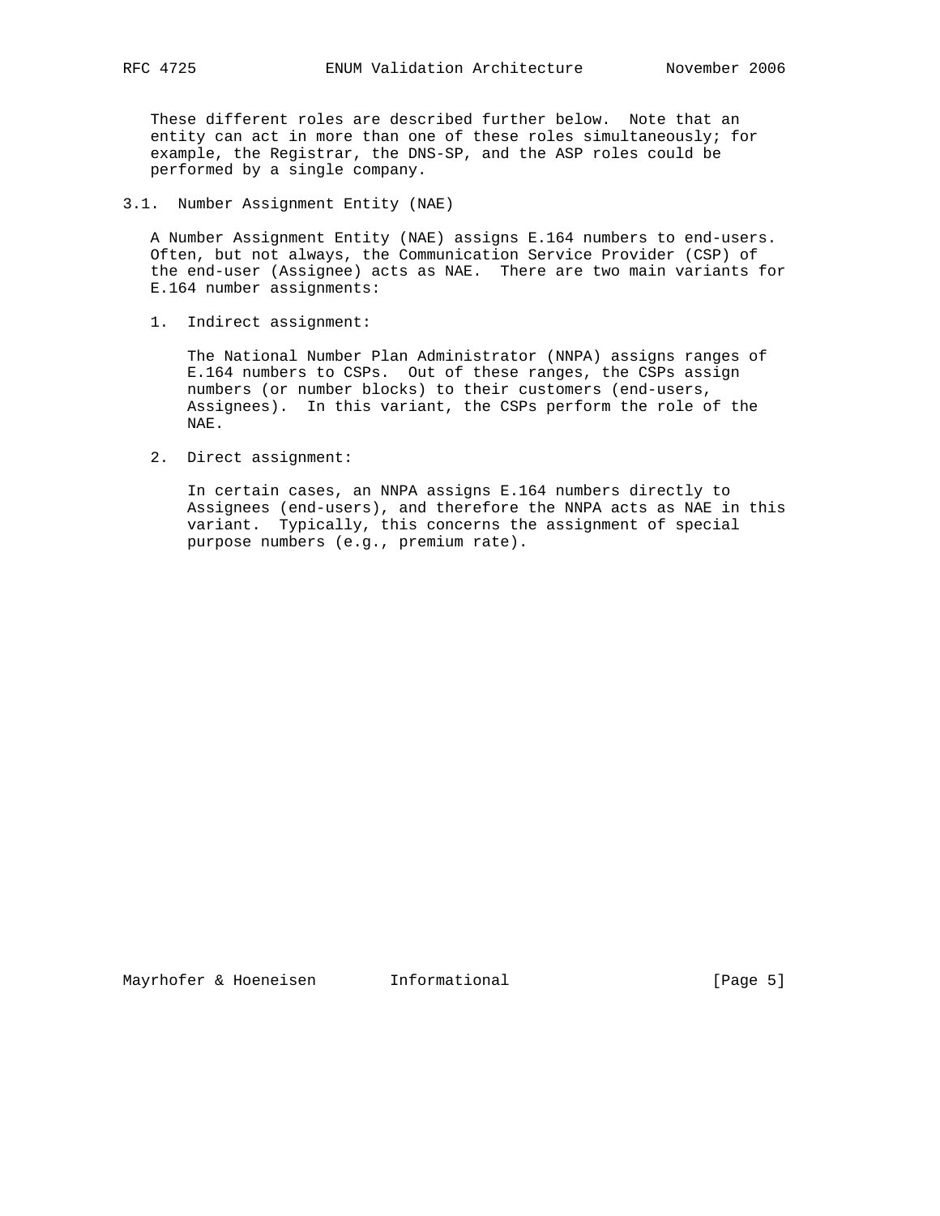These different roles are described further below. Note that an entity can act in more than one of these roles simultaneously; for example, the Registrar, the DNS-SP, and the ASP roles could be performed by a single company.

### 3.1. Number Assignment Entity (NAE)

A Number Assignment Entity (NAE) assigns E.164 numbers to end-users. Often, but not always, the Communication Service Provider (CSP) of the end-user (Assignee) acts as NAE. There are two main variants for E.164 number assignments:

1. Indirect assignment:

   The National Number Plan Administrator (NNPA) assigns ranges of E.164 numbers to CSPs. Out of these ranges, the CSPs assign numbers (or number blocks) to their customers (end-users, Assignees). In this variant, the CSPs perform the role of the NAE.

2. Direct assignment:

   In certain cases, an NNPA assigns E.164 numbers directly to Assignees (end-users), and therefore the NNPA acts as NAE in this variant. Typically, this concerns the assignment of special purpose numbers (e.g., premium rate).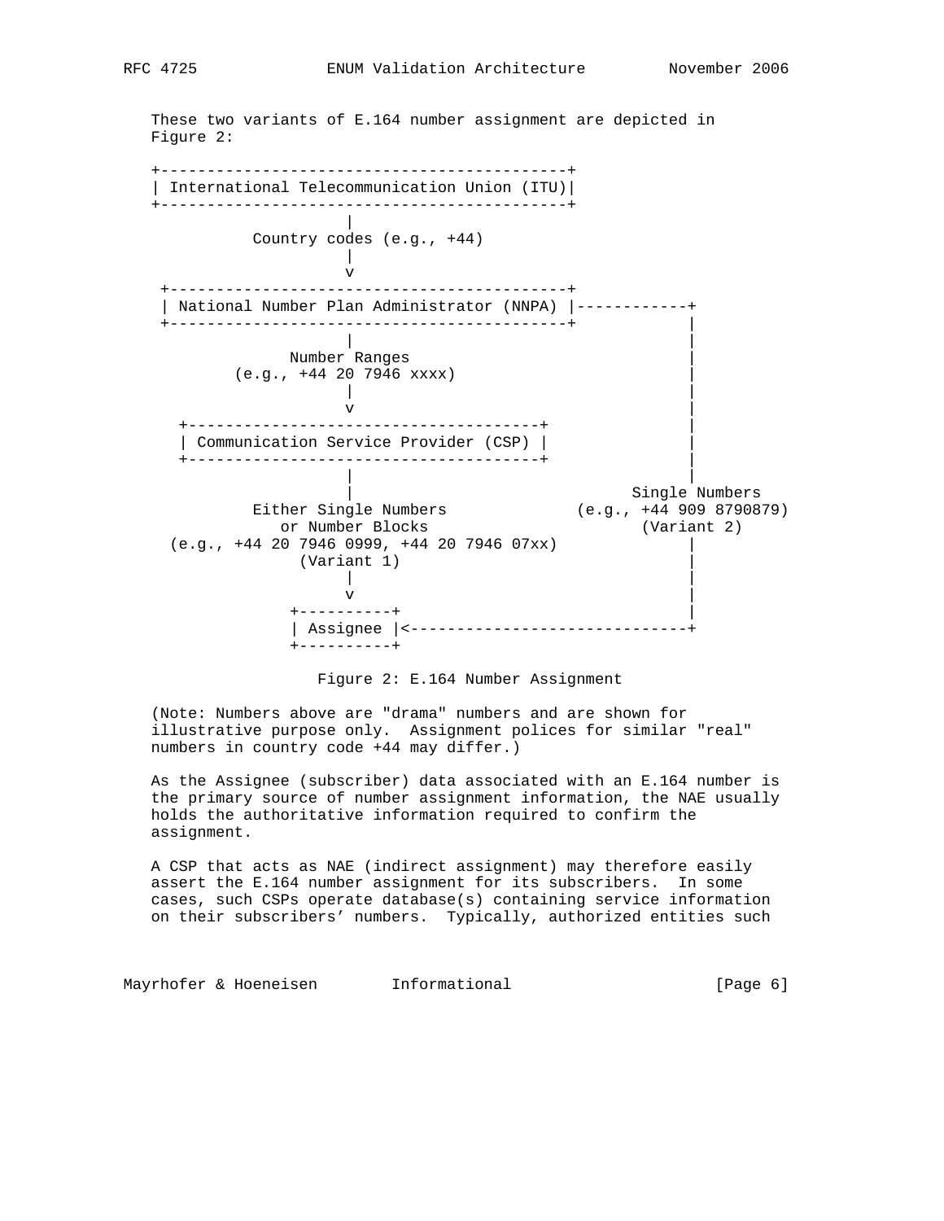These two variants of E.164 number assignment are depicted in Figure 2:

```
+--------------------------------------------+
| International Telecommunication Union (ITU)|
+--------------------------------------------+
                     |
          Country codes (e.g., +44)
                     |
                     v
 +-------------------------------------------+
 | National Number Plan Administrator (NNPA) |------------+
 +-------------------------------------------+            |
                     |                                    |
               Number Ranges                              |
         (e.g., +44 20 7946 xxxx)                         |
                     |                                    |
                     v                                    |
   +--------------------------------------+               |
   | Communication Service Provider (CSP) |               |
   +--------------------------------------+               |
                     |                                    |
                     |                              Single Numbers
          Either Single Numbers              (e.g., +44 909 8790879)
             or Number Blocks                       (Variant 2)
  (e.g., +44 20 7946 0999, +44 20 7946 07xx)              |
                (Variant 1)                               |
                     |                                    |
                     v                                    |
               +----------+                               |
               | Assignee |<------------------------------+
               +----------+
```

Figure 2: E.164 Number Assignment

(Note: Numbers above are "drama" numbers and are shown for illustrative purpose only. Assignment polices for similar "real" numbers in country code +44 may differ.)

As the Assignee (subscriber) data associated with an E.164 number is the primary source of number assignment information, the NAE usually holds the authoritative information required to confirm the assignment.

A CSP that acts as NAE (indirect assignment) may therefore easily assert the E.164 number assignment for its subscribers. In some cases, such CSPs operate database(s) containing service information on their subscribers' numbers. Typically, authorized entities such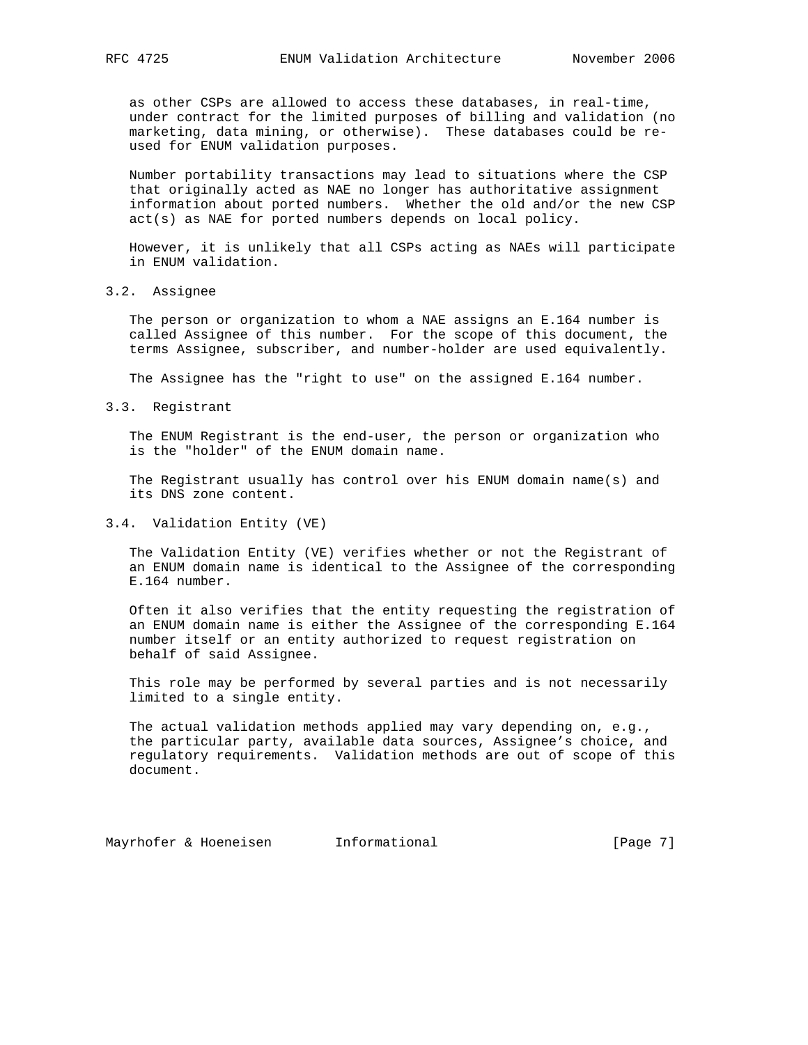as other CSPs are allowed to access these databases, in real-time, under contract for the limited purposes of billing and validation (no marketing, data mining, or otherwise). These databases could be re-used for ENUM validation purposes.

Number portability transactions may lead to situations where the CSP that originally acted as NAE no longer has authoritative assignment information about ported numbers. Whether the old and/or the new CSP act(s) as NAE for ported numbers depends on local policy.

However, it is unlikely that all CSPs acting as NAEs will participate in ENUM validation.

### 3.2. Assignee

The person or organization to whom a NAE assigns an E.164 number is called Assignee of this number. For the scope of this document, the terms Assignee, subscriber, and number-holder are used equivalently.

The Assignee has the "right to use" on the assigned E.164 number.

### 3.3. Registrant

The ENUM Registrant is the end-user, the person or organization who is the "holder" of the ENUM domain name.

The Registrant usually has control over his ENUM domain name(s) and its DNS zone content.

### 3.4. Validation Entity (VE)

The Validation Entity (VE) verifies whether or not the Registrant of an ENUM domain name is identical to the Assignee of the corresponding E.164 number.

Often it also verifies that the entity requesting the registration of an ENUM domain name is either the Assignee of the corresponding E.164 number itself or an entity authorized to request registration on behalf of said Assignee.

This role may be performed by several parties and is not necessarily limited to a single entity.

The actual validation methods applied may vary depending on, e.g., the particular party, available data sources, Assignee’s choice, and regulatory requirements. Validation methods are out of scope of this document.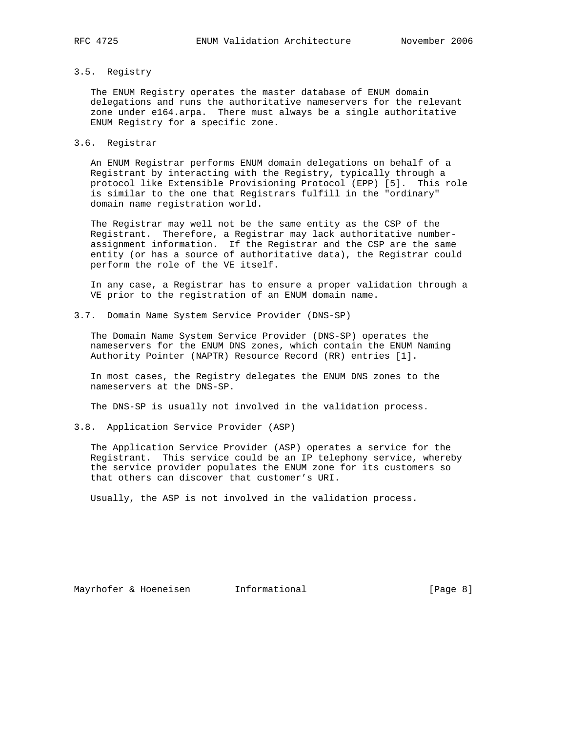### 3.5. Registry

The ENUM Registry operates the master database of ENUM domain delegations and runs the authoritative nameservers for the relevant zone under e164.arpa. There must always be a single authoritative ENUM Registry for a specific zone.

### 3.6. Registrar

An ENUM Registrar performs ENUM domain delegations on behalf of a Registrant by interacting with the Registry, typically through a protocol like Extensible Provisioning Protocol (EPP) [5]. This role is similar to the one that Registrars fulfill in the "ordinary" domain name registration world.

The Registrar may well not be the same entity as the CSP of the Registrant. Therefore, a Registrar may lack authoritative number-assignment information. If the Registrar and the CSP are the same entity (or has a source of authoritative data), the Registrar could perform the role of the VE itself.

In any case, a Registrar has to ensure a proper validation through a VE prior to the registration of an ENUM domain name.

### 3.7. Domain Name System Service Provider (DNS-SP)

The Domain Name System Service Provider (DNS-SP) operates the nameservers for the ENUM DNS zones, which contain the ENUM Naming Authority Pointer (NAPTR) Resource Record (RR) entries [1].

In most cases, the Registry delegates the ENUM DNS zones to the nameservers at the DNS-SP.

The DNS-SP is usually not involved in the validation process.

### 3.8. Application Service Provider (ASP)

The Application Service Provider (ASP) operates a service for the Registrant. This service could be an IP telephony service, whereby the service provider populates the ENUM zone for its customers so that others can discover that customer's URI.

Usually, the ASP is not involved in the validation process.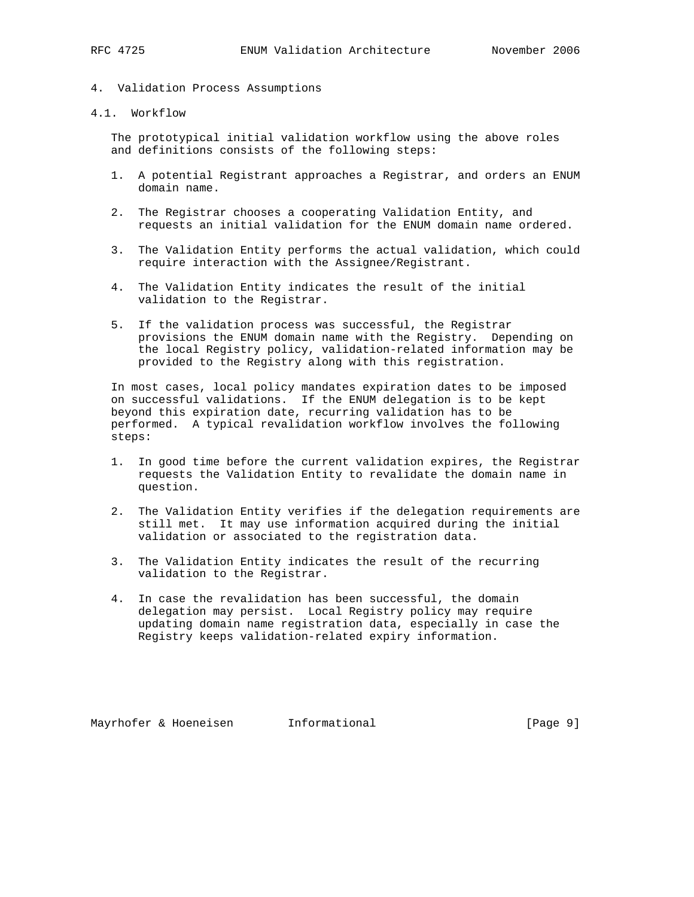# 4. Validation Process Assumptions

## 4.1. Workflow

The prototypical initial validation workflow using the above roles and definitions consists of the following steps:

1. A potential Registrant approaches a Registrar, and orders an ENUM domain name.

2. The Registrar chooses a cooperating Validation Entity, and requests an initial validation for the ENUM domain name ordered.

3. The Validation Entity performs the actual validation, which could require interaction with the Assignee/Registrant.

4. The Validation Entity indicates the result of the initial validation to the Registrar.

5. If the validation process was successful, the Registrar provisions the ENUM domain name with the Registry. Depending on the local Registry policy, validation-related information may be provided to the Registry along with this registration.

In most cases, local policy mandates expiration dates to be imposed on successful validations. If the ENUM delegation is to be kept beyond this expiration date, recurring validation has to be performed. A typical revalidation workflow involves the following steps:

1. In good time before the current validation expires, the Registrar requests the Validation Entity to revalidate the domain name in question.

2. The Validation Entity verifies if the delegation requirements are still met. It may use information acquired during the initial validation or associated to the registration data.

3. The Validation Entity indicates the result of the recurring validation to the Registrar.

4. In case the revalidation has been successful, the domain delegation may persist. Local Registry policy may require updating domain name registration data, especially in case the Registry keeps validation-related expiry information.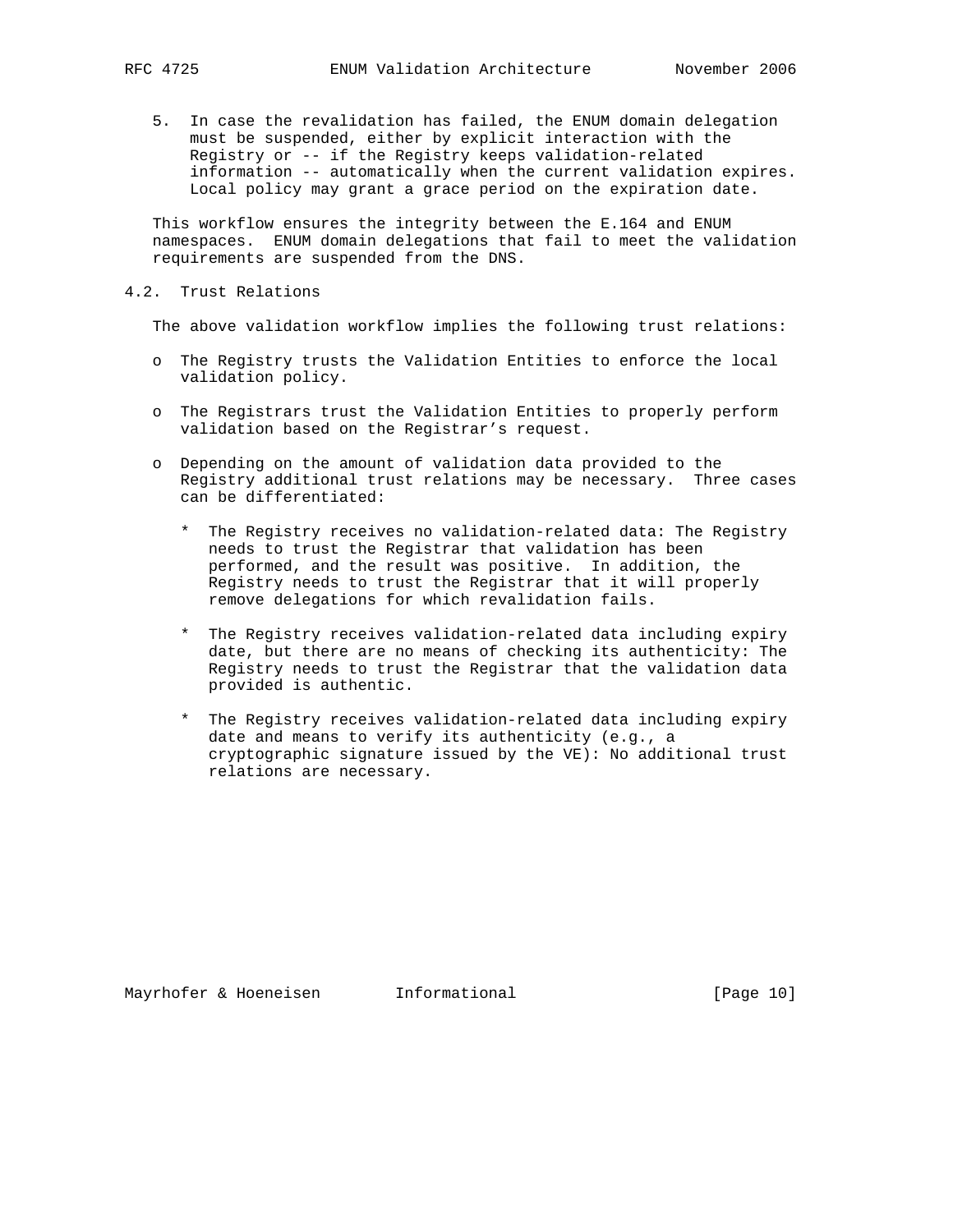5. In case the revalidation has failed, the ENUM domain delegation must be suspended, either by explicit interaction with the Registry or -- if the Registry keeps validation-related information -- automatically when the current validation expires. Local policy may grant a grace period on the expiration date.

This workflow ensures the integrity between the E.164 and ENUM namespaces. ENUM domain delegations that fail to meet the validation requirements are suspended from the DNS.

## 4.2. Trust Relations

The above validation workflow implies the following trust relations:

- The Registry trusts the Validation Entities to enforce the local validation policy.

- The Registrars trust the Validation Entities to properly perform validation based on the Registrar's request.

- Depending on the amount of validation data provided to the Registry additional trust relations may be necessary. Three cases can be differentiated:

  * The Registry receives no validation-related data: The Registry needs to trust the Registrar that validation has been performed, and the result was positive. In addition, the Registry needs to trust the Registrar that it will properly remove delegations for which revalidation fails.

  * The Registry receives validation-related data including expiry date, but there are no means of checking its authenticity: The Registry needs to trust the Registrar that the validation data provided is authentic.

  * The Registry receives validation-related data including expiry date and means to verify its authenticity (e.g., a cryptographic signature issued by the VE): No additional trust relations are necessary.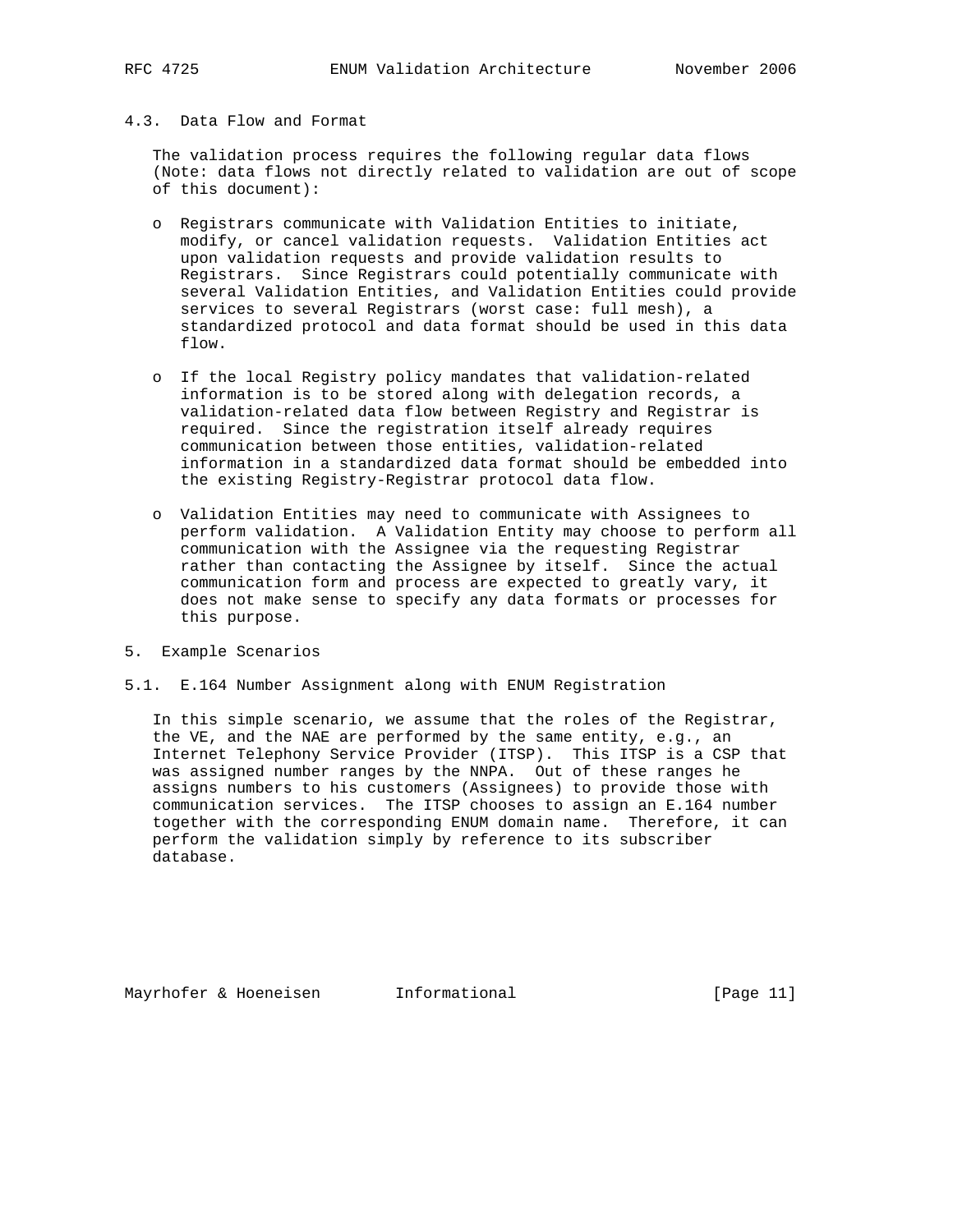### 4.3. Data Flow and Format

The validation process requires the following regular data flows (Note: data flows not directly related to validation are out of scope of this document):

- Registrars communicate with Validation Entities to initiate, modify, or cancel validation requests. Validation Entities act upon validation requests and provide validation results to Registrars. Since Registrars could potentially communicate with several Validation Entities, and Validation Entities could provide services to several Registrars (worst case: full mesh), a standardized protocol and data format should be used in this data flow.

- If the local Registry policy mandates that validation-related information is to be stored along with delegation records, a validation-related data flow between Registry and Registrar is required. Since the registration itself already requires communication between those entities, validation-related information in a standardized data format should be embedded into the existing Registry-Registrar protocol data flow.

- Validation Entities may need to communicate with Assignees to perform validation. A Validation Entity may choose to perform all communication with the Assignee via the requesting Registrar rather than contacting the Assignee by itself. Since the actual communication form and process are expected to greatly vary, it does not make sense to specify any data formats or processes for this purpose.

## 5. Example Scenarios

### 5.1. E.164 Number Assignment along with ENUM Registration

In this simple scenario, we assume that the roles of the Registrar, the VE, and the NAE are performed by the same entity, e.g., an Internet Telephony Service Provider (ITSP). This ITSP is a CSP that was assigned number ranges by the NNPA. Out of these ranges he assigns numbers to his customers (Assignees) to provide those with communication services. The ITSP chooses to assign an E.164 number together with the corresponding ENUM domain name. Therefore, it can perform the validation simply by reference to its subscriber database.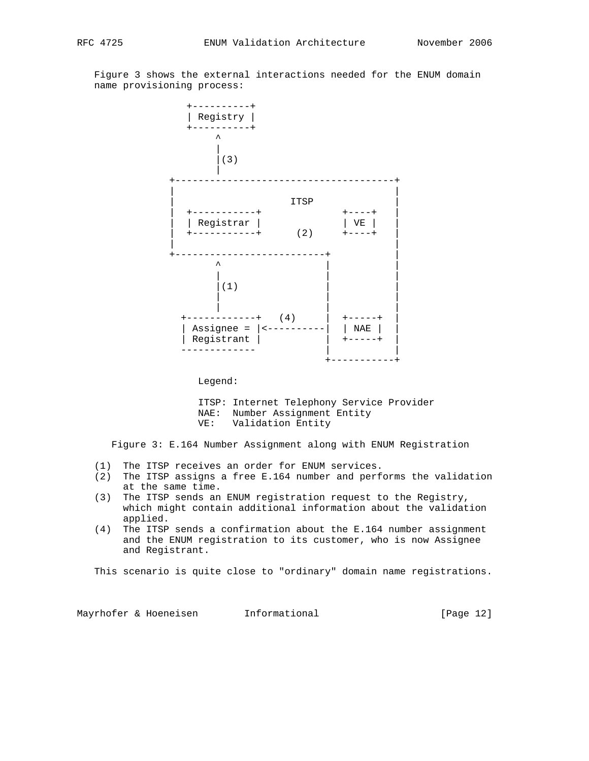Figure 3 shows the external interactions needed for the ENUM domain name provisioning process:

```
               +----------+
               | Registry |
               +----------+
                    ^
                    |
                    |(3)
                    |
            +---------------------------------------+
            |                                       |
            |                  ITSP                 |
            |  +-----------+             +----+    |
            |  | Registrar |             | VE |    |
            |  +-----------+     (2)     +----+    |
            |                                       |
            +--------------------------+            |
                    ^                  |            |
                    |                  |            |
                    |(1)               |            |
                    |                  |            |
                    |                  |            |
              +------------+   (4)     |  +-----+   |
              | Assignee = |<----------|  | NAE |   |
              | Registrant |           |  +-----+   |
              -------------            |            |
                                       +-----------+

                 Legend:

                 ITSP: Internet Telephony Service Provider
                 NAE:  Number Assignment Entity
                 VE:   Validation Entity
```

Figure 3: E.164 Number Assignment along with ENUM Registration

(1) The ITSP receives an order for ENUM services.

(2) The ITSP assigns a free E.164 number and performs the validation at the same time.

(3) The ITSP sends an ENUM registration request to the Registry, which might contain additional information about the validation applied.

(4) The ITSP sends a confirmation about the E.164 number assignment and the ENUM registration to its customer, who is now Assignee and Registrant.

This scenario is quite close to "ordinary" domain name registrations.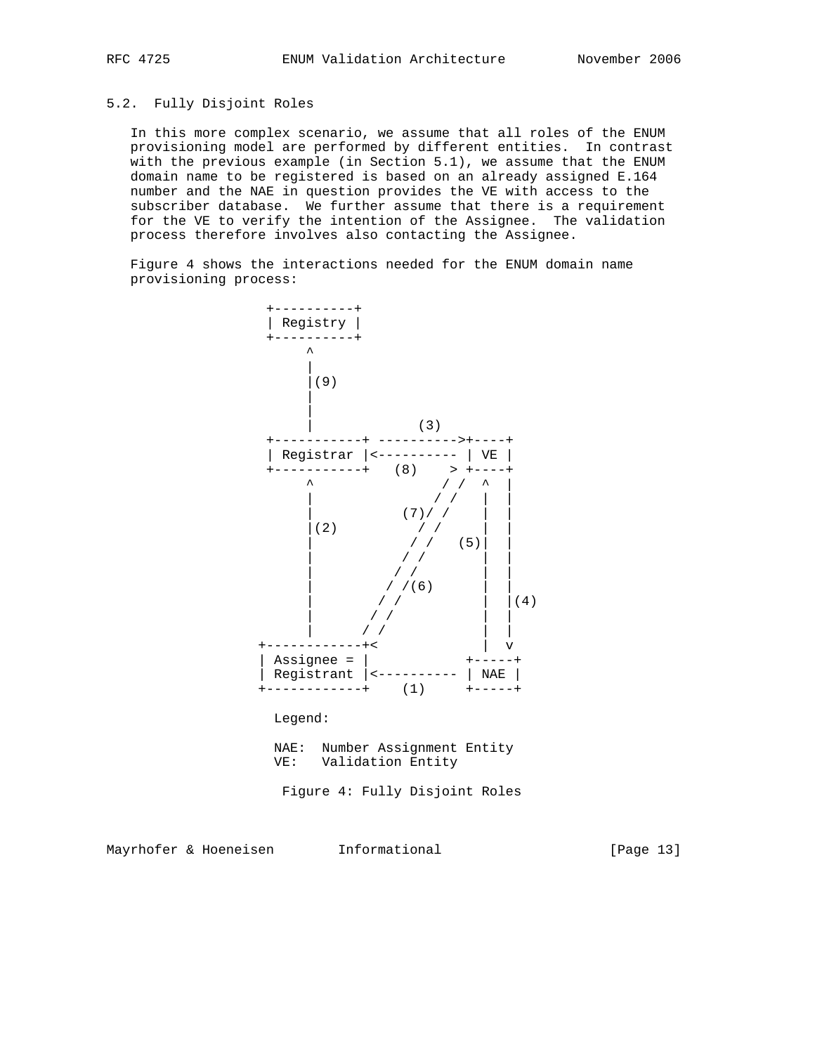## 5.2. Fully Disjoint Roles

In this more complex scenario, we assume that all roles of the ENUM provisioning model are performed by different entities. In contrast with the previous example (in Section 5.1), we assume that the ENUM domain name to be registered is based on an already assigned E.164 number and the NAE in question provides the VE with access to the subscriber database. We further assume that there is a requirement for the VE to verify the intention of the Assignee. The validation process therefore involves also contacting the Assignee.

Figure 4 shows the interactions needed for the ENUM domain name provisioning process:

```
                 +----------+
                 | Registry |
                 +----------+
                      ^
                      |
                      |(9)
                      |
                      |
                      |             (3)
                 +-----------+ ---------->+----+
                 | Registrar |<---------- | VE |
                 +-----------+   (8)    > +----+
                      ^              / /  ^  |
                      |             / /   |  |
                      |          (7)/ /    |  |
                      |(2)         / /    |  |
                      |           / /   (5)|  |
                      |          / /      |  |
                      |         / /       |  |
                      |        / /(6)     |  |
                      |       / /         |  |(4)
                      |      / /          |  |
                      |     / /           |  |
                +------------+<           |  v
                | Assignee = |           +-----+
                | Registrant |<---------- | NAE |
                +------------+    (1)    +-----+

                  Legend:

                  NAE:  Number Assignment Entity
                  VE:   Validation Entity
```

Figure 4: Fully Disjoint Roles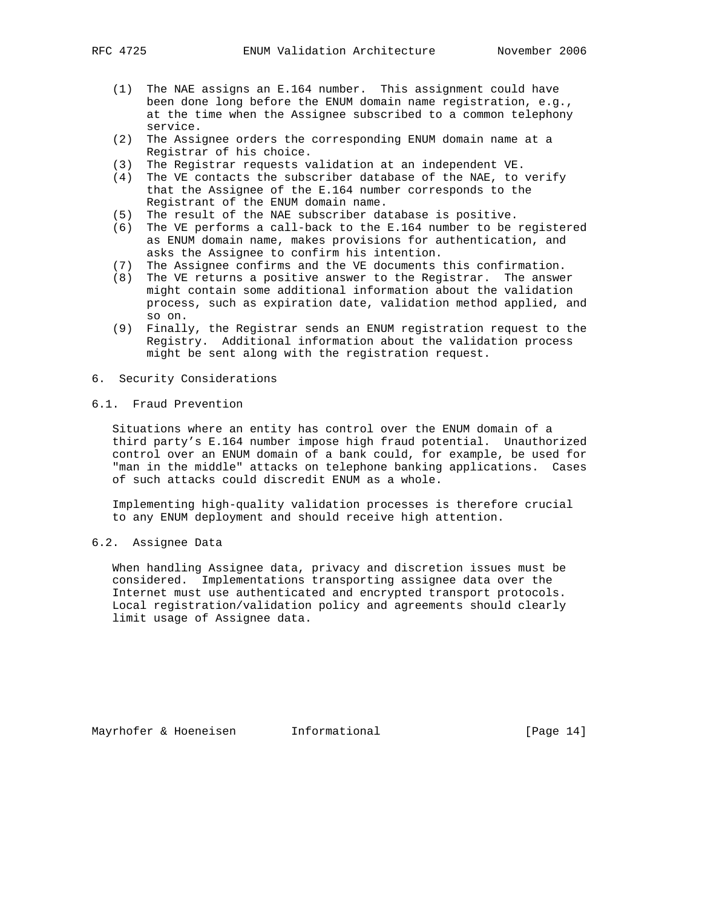(1) The NAE assigns an E.164 number. This assignment could have been done long before the ENUM domain name registration, e.g., at the time when the Assignee subscribed to a common telephony service.
(2) The Assignee orders the corresponding ENUM domain name at a Registrar of his choice.
(3) The Registrar requests validation at an independent VE.
(4) The VE contacts the subscriber database of the NAE, to verify that the Assignee of the E.164 number corresponds to the Registrant of the ENUM domain name.
(5) The result of the NAE subscriber database is positive.
(6) The VE performs a call-back to the E.164 number to be registered as ENUM domain name, makes provisions for authentication, and asks the Assignee to confirm his intention.
(7) The Assignee confirms and the VE documents this confirmation.
(8) The VE returns a positive answer to the Registrar. The answer might contain some additional information about the validation process, such as expiration date, validation method applied, and so on.
(9) Finally, the Registrar sends an ENUM registration request to the Registry. Additional information about the validation process might be sent along with the registration request.

# 6. Security Considerations

## 6.1. Fraud Prevention

Situations where an entity has control over the ENUM domain of a third party's E.164 number impose high fraud potential. Unauthorized control over an ENUM domain of a bank could, for example, be used for "man in the middle" attacks on telephone banking applications. Cases of such attacks could discredit ENUM as a whole.

Implementing high-quality validation processes is therefore crucial to any ENUM deployment and should receive high attention.

## 6.2. Assignee Data

When handling Assignee data, privacy and discretion issues must be considered. Implementations transporting assignee data over the Internet must use authenticated and encrypted transport protocols. Local registration/validation policy and agreements should clearly limit usage of Assignee data.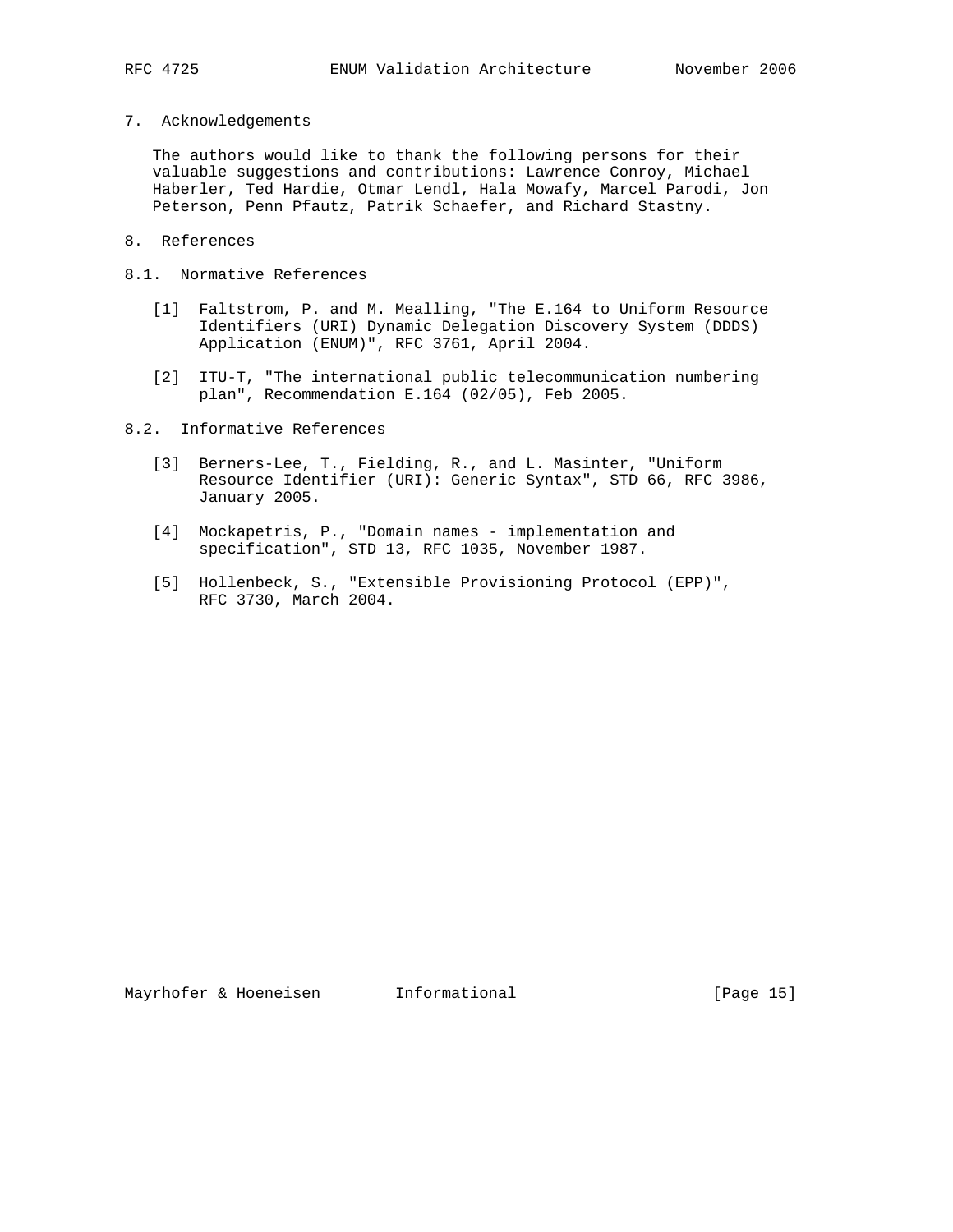## 7. Acknowledgements

The authors would like to thank the following persons for their valuable suggestions and contributions: Lawrence Conroy, Michael Haberler, Ted Hardie, Otmar Lendl, Hala Mowafy, Marcel Parodi, Jon Peterson, Penn Pfautz, Patrik Schaefer, and Richard Stastny.

## 8. References

### 8.1. Normative References

[1] Faltstrom, P. and M. Mealling, "The E.164 to Uniform Resource Identifiers (URI) Dynamic Delegation Discovery System (DDDS) Application (ENUM)", RFC 3761, April 2004.

[2] ITU-T, "The international public telecommunication numbering plan", Recommendation E.164 (02/05), Feb 2005.

### 8.2. Informative References

[3] Berners-Lee, T., Fielding, R., and L. Masinter, "Uniform Resource Identifier (URI): Generic Syntax", STD 66, RFC 3986, January 2005.

[4] Mockapetris, P., "Domain names - implementation and specification", STD 13, RFC 1035, November 1987.

[5] Hollenbeck, S., "Extensible Provisioning Protocol (EPP)", RFC 3730, March 2004.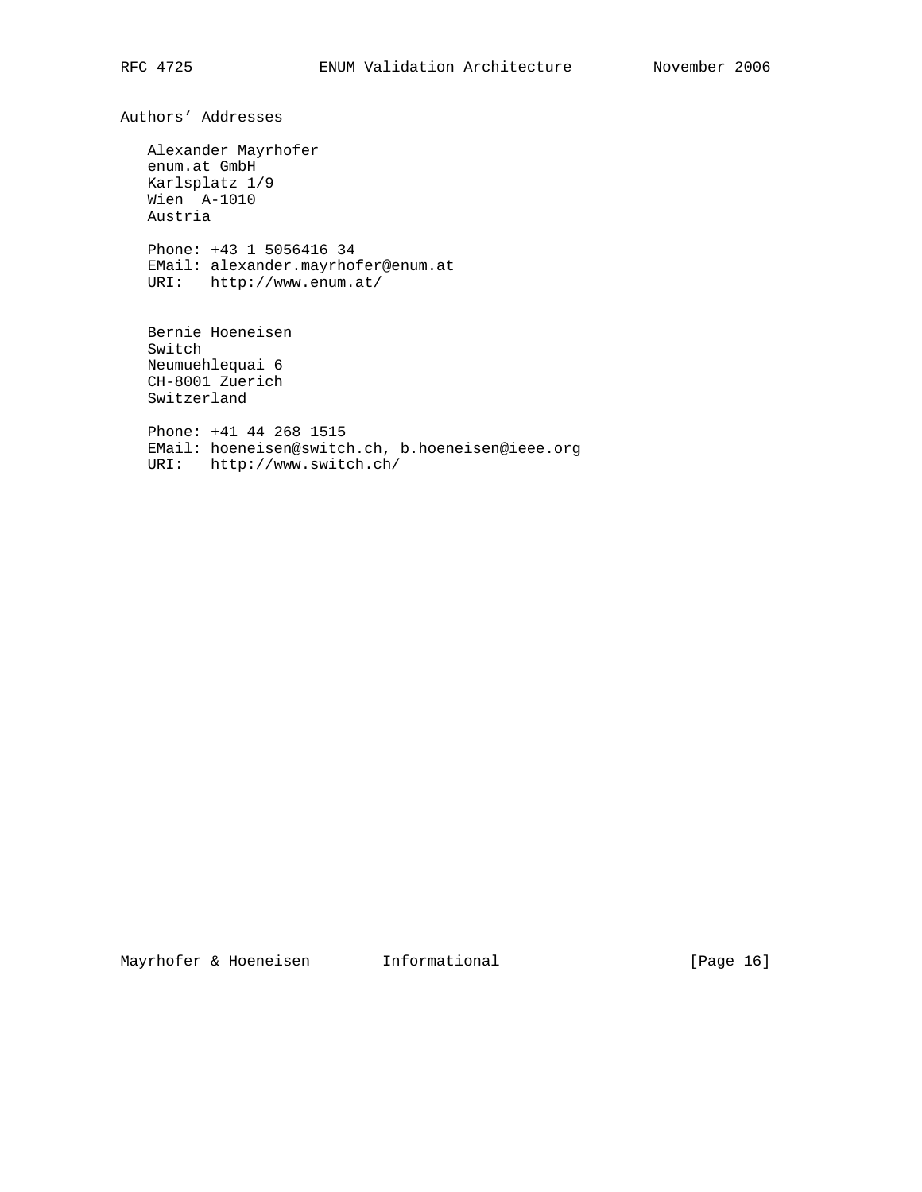## Authors' Addresses

Alexander Mayrhofer
enum.at GmbH
Karlsplatz 1/9
Wien A-1010
Austria

Phone: +43 1 5056416 34
EMail: alexander.mayrhofer@enum.at
URI: http://www.enum.at/

Bernie Hoeneisen
Switch
Neumuehlequai 6
CH-8001 Zuerich
Switzerland

Phone: +41 44 268 1515
EMail: hoeneisen@switch.ch, b.hoeneisen@ieee.org
URI: http://www.switch.ch/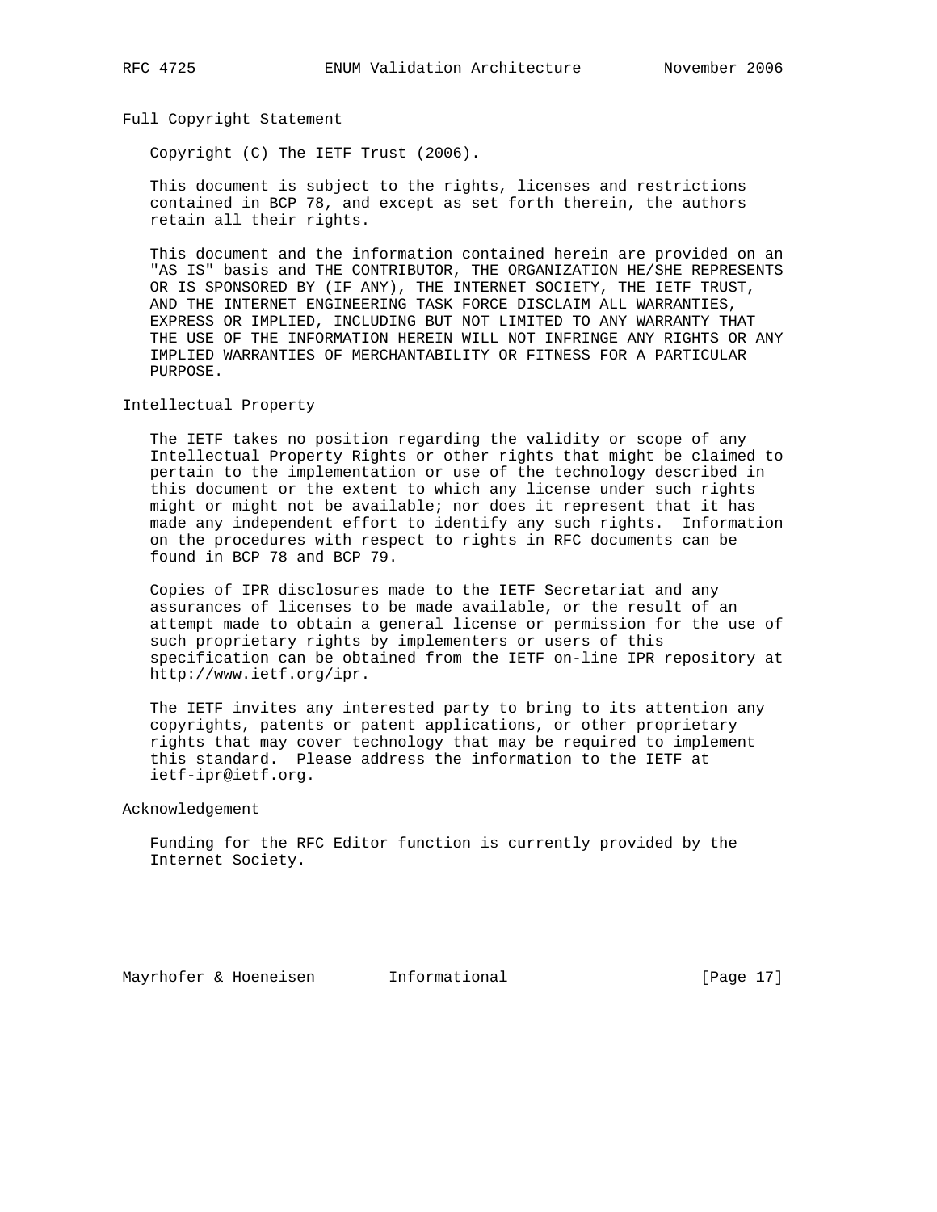## Full Copyright Statement

Copyright (C) The IETF Trust (2006).

This document is subject to the rights, licenses and restrictions contained in BCP 78, and except as set forth therein, the authors retain all their rights.

This document and the information contained herein are provided on an "AS IS" basis and THE CONTRIBUTOR, THE ORGANIZATION HE/SHE REPRESENTS OR IS SPONSORED BY (IF ANY), THE INTERNET SOCIETY, THE IETF TRUST, AND THE INTERNET ENGINEERING TASK FORCE DISCLAIM ALL WARRANTIES, EXPRESS OR IMPLIED, INCLUDING BUT NOT LIMITED TO ANY WARRANTY THAT THE USE OF THE INFORMATION HEREIN WILL NOT INFRINGE ANY RIGHTS OR ANY IMPLIED WARRANTIES OF MERCHANTABILITY OR FITNESS FOR A PARTICULAR PURPOSE.

## Intellectual Property

The IETF takes no position regarding the validity or scope of any Intellectual Property Rights or other rights that might be claimed to pertain to the implementation or use of the technology described in this document or the extent to which any license under such rights might or might not be available; nor does it represent that it has made any independent effort to identify any such rights. Information on the procedures with respect to rights in RFC documents can be found in BCP 78 and BCP 79.

Copies of IPR disclosures made to the IETF Secretariat and any assurances of licenses to be made available, or the result of an attempt made to obtain a general license or permission for the use of such proprietary rights by implementers or users of this specification can be obtained from the IETF on-line IPR repository at http://www.ietf.org/ipr.

The IETF invites any interested party to bring to its attention any copyrights, patents or patent applications, or other proprietary rights that may cover technology that may be required to implement this standard. Please address the information to the IETF at ietf-ipr@ietf.org.

## Acknowledgement

Funding for the RFC Editor function is currently provided by the Internet Society.